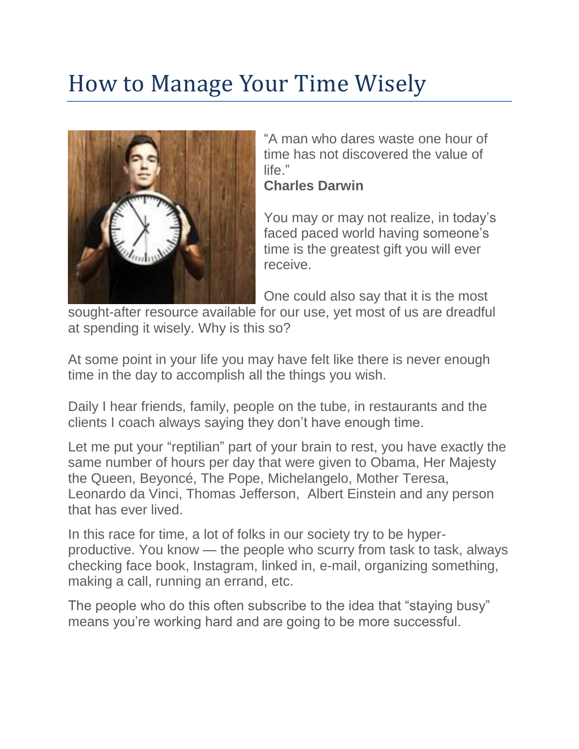# How to Manage Your Time Wisely

"A man who dares waste one hour of time has not discovered the value of life."
**Charles Darwin**

You may or may not realize, in today's faced paced world having someone's time is the greatest gift you will ever receive.

One could also say that it is the most sought-after resource available for our use, yet most of us are dreadful at spending it wisely. Why is this so?

At some point in your life you may have felt like there is never enough time in the day to accomplish all the things you wish.

Daily I hear friends, family, people on the tube, in restaurants and the clients I coach always saying they don't have enough time.

Let me put your "reptilian" part of your brain to rest, you have exactly the same number of hours per day that were given to Obama, Her Majesty the Queen, Beyoncé, The Pope, Michelangelo, Mother Teresa, Leonardo da Vinci, Thomas Jefferson, Albert Einstein and any person that has ever lived.

In this race for time, a lot of folks in our society try to be hyper-productive. You know — the people who scurry from task to task, always checking face book, Instagram, linked in, e-mail, organizing something, making a call, running an errand, etc.

The people who do this often subscribe to the idea that "staying busy" means you're working hard and are going to be more successful.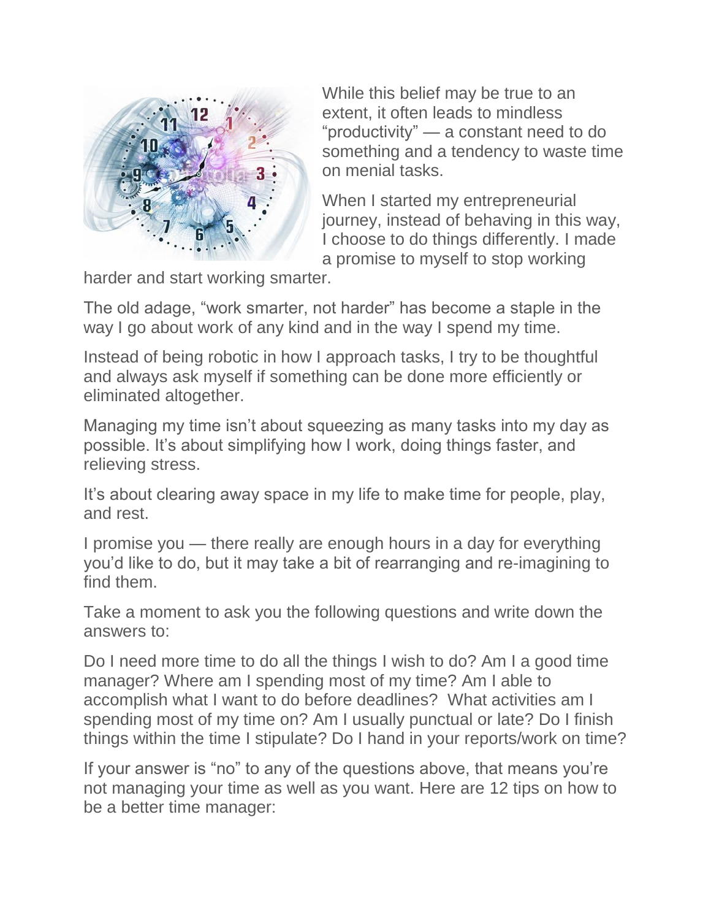While this belief may be true to an extent, it often leads to mindless "productivity" — a constant need to do something and a tendency to waste time on menial tasks.

When I started my entrepreneurial journey, instead of behaving in this way, I choose to do things differently. I made a promise to myself to stop working harder and start working smarter.

The old adage, "work smarter, not harder" has become a staple in the way I go about work of any kind and in the way I spend my time.

Instead of being robotic in how I approach tasks, I try to be thoughtful and always ask myself if something can be done more efficiently or eliminated altogether.

Managing my time isn't about squeezing as many tasks into my day as possible. It's about simplifying how I work, doing things faster, and relieving stress.

It's about clearing away space in my life to make time for people, play, and rest.

I promise you — there really are enough hours in a day for everything you'd like to do, but it may take a bit of rearranging and re-imagining to find them.

Take a moment to ask you the following questions and write down the answers to:

Do I need more time to do all the things I wish to do? Am I a good time manager? Where am I spending most of my time? Am I able to accomplish what I want to do before deadlines? What activities am I spending most of my time on? Am I usually punctual or late? Do I finish things within the time I stipulate? Do I hand in your reports/work on time?

If your answer is "no" to any of the questions above, that means you're not managing your time as well as you want. Here are 12 tips on how to be a better time manager: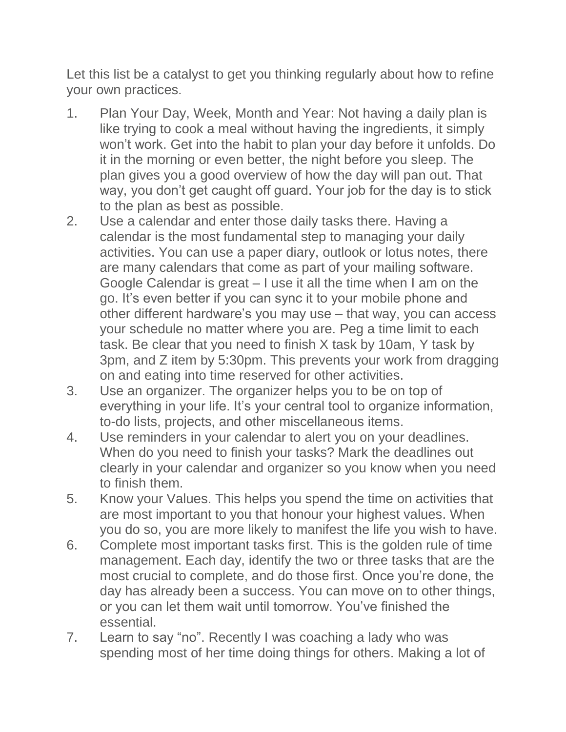Let this list be a catalyst to get you thinking regularly about how to refine your own practices.

1. Plan Your Day, Week, Month and Year: Not having a daily plan is like trying to cook a meal without having the ingredients, it simply won't work. Get into the habit to plan your day before it unfolds. Do it in the morning or even better, the night before you sleep. The plan gives you a good overview of how the day will pan out. That way, you don't get caught off guard. Your job for the day is to stick to the plan as best as possible.
2. Use a calendar and enter those daily tasks there. Having a calendar is the most fundamental step to managing your daily activities. You can use a paper diary, outlook or lotus notes, there are many calendars that come as part of your mailing software. Google Calendar is great – I use it all the time when I am on the go. It's even better if you can sync it to your mobile phone and other different hardware's you may use – that way, you can access your schedule no matter where you are. Peg a time limit to each task. Be clear that you need to finish X task by 10am, Y task by 3pm, and Z item by 5:30pm. This prevents your work from dragging on and eating into time reserved for other activities.
3. Use an organizer. The organizer helps you to be on top of everything in your life. It's your central tool to organize information, to-do lists, projects, and other miscellaneous items.
4. Use reminders in your calendar to alert you on your deadlines. When do you need to finish your tasks? Mark the deadlines out clearly in your calendar and organizer so you know when you need to finish them.
5. Know your Values. This helps you spend the time on activities that are most important to you that honour your highest values. When you do so, you are more likely to manifest the life you wish to have.
6. Complete most important tasks first. This is the golden rule of time management. Each day, identify the two or three tasks that are the most crucial to complete, and do those first. Once you're done, the day has already been a success. You can move on to other things, or you can let them wait until tomorrow. You've finished the essential.
7. Learn to say "no". Recently I was coaching a lady who was spending most of her time doing things for others. Making a lot of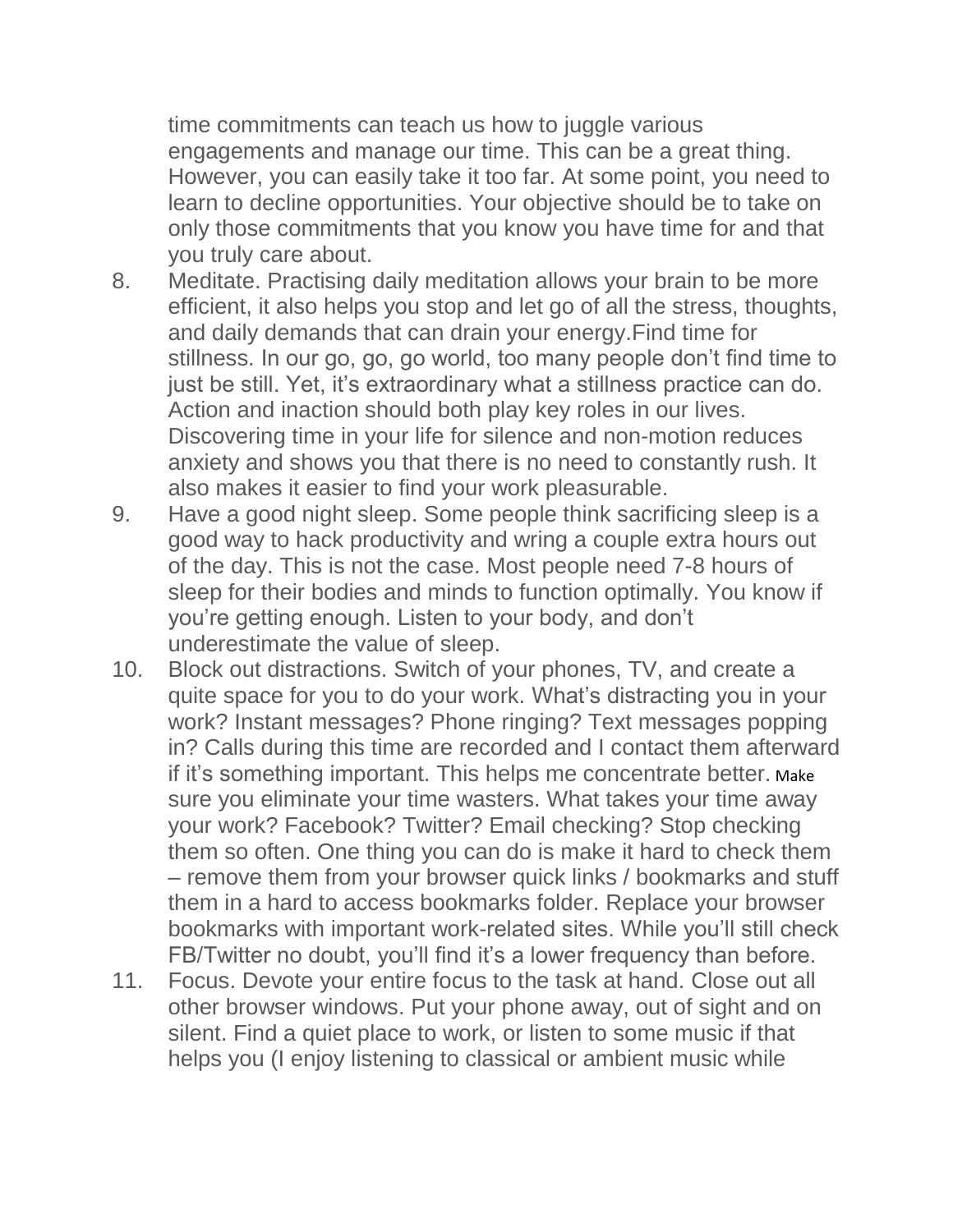time commitments can teach us how to juggle various engagements and manage our time. This can be a great thing. However, you can easily take it too far. At some point, you need to learn to decline opportunities. Your objective should be to take on only those commitments that you know you have time for and that you truly care about.

8. Meditate. Practising daily meditation allows your brain to be more efficient, it also helps you stop and let go of all the stress, thoughts, and daily demands that can drain your energy.Find time for stillness. In our go, go, go world, too many people don't find time to just be still. Yet, it's extraordinary what a stillness practice can do. Action and inaction should both play key roles in our lives. Discovering time in your life for silence and non-motion reduces anxiety and shows you that there is no need to constantly rush. It also makes it easier to find your work pleasurable.
9. Have a good night sleep. Some people think sacrificing sleep is a good way to hack productivity and wring a couple extra hours out of the day. This is not the case. Most people need 7-8 hours of sleep for their bodies and minds to function optimally. You know if you're getting enough. Listen to your body, and don't underestimate the value of sleep.
10. Block out distractions. Switch of your phones, TV, and create a quite space for you to do your work. What's distracting you in your work? Instant messages? Phone ringing? Text messages popping in? Calls during this time are recorded and I contact them afterward if it's something important. This helps me concentrate better. Make sure you eliminate your time wasters. What takes your time away your work? Facebook? Twitter? Email checking? Stop checking them so often. One thing you can do is make it hard to check them – remove them from your browser quick links / bookmarks and stuff them in a hard to access bookmarks folder. Replace your browser bookmarks with important work-related sites. While you'll still check FB/Twitter no doubt, you'll find it's a lower frequency than before.
11. Focus. Devote your entire focus to the task at hand. Close out all other browser windows. Put your phone away, out of sight and on silent. Find a quiet place to work, or listen to some music if that helps you (I enjoy listening to classical or ambient music while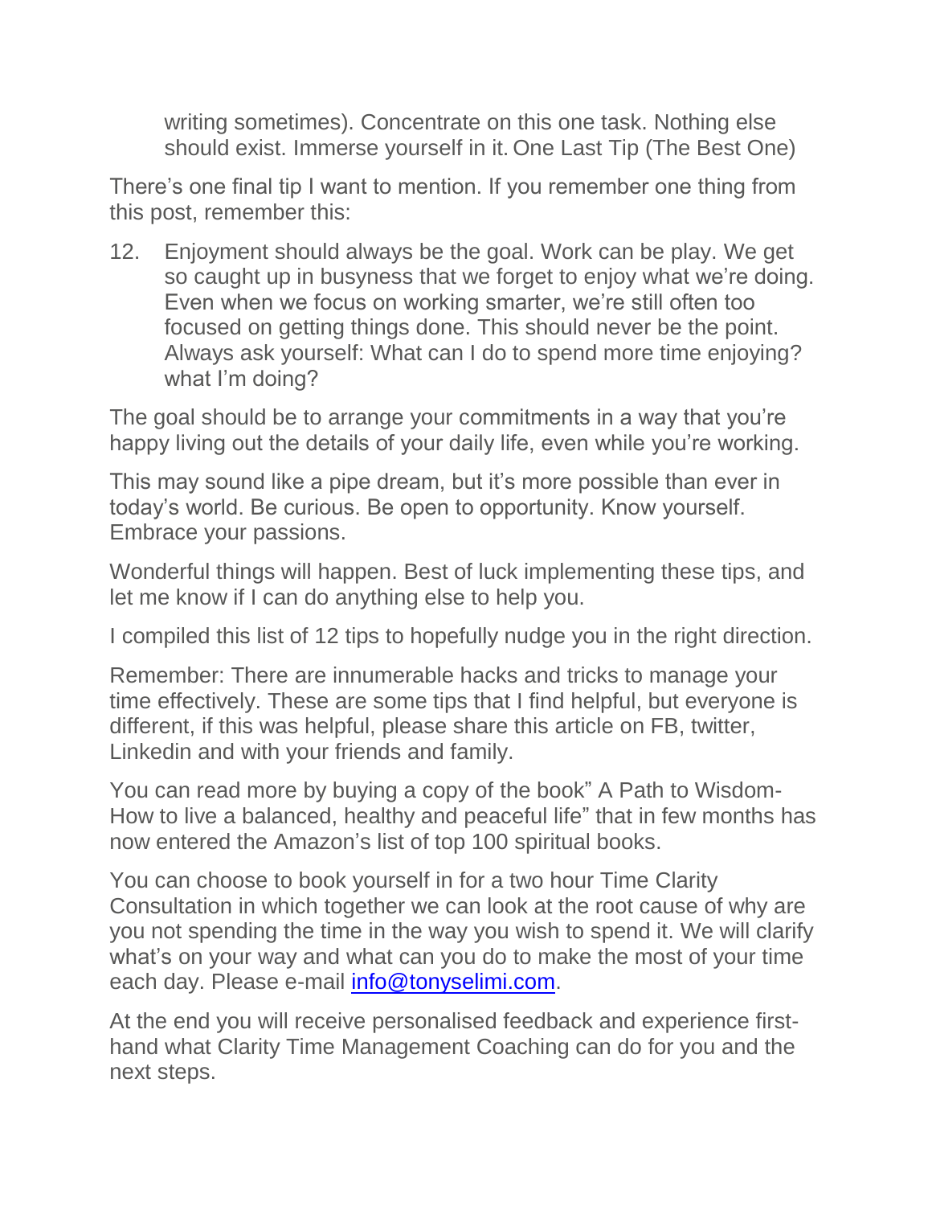writing sometimes). Concentrate on this one task. Nothing else should exist. Immerse yourself in it. One Last Tip (The Best One)

There's one final tip I want to mention. If you remember one thing from this post, remember this:

12. Enjoyment should always be the goal. Work can be play. We get so caught up in busyness that we forget to enjoy what we're doing. Even when we focus on working smarter, we're still often too focused on getting things done. This should never be the point. Always ask yourself: What can I do to spend more time enjoying? what I'm doing?

The goal should be to arrange your commitments in a way that you're happy living out the details of your daily life, even while you're working.

This may sound like a pipe dream, but it's more possible than ever in today's world. Be curious. Be open to opportunity. Know yourself. Embrace your passions.

Wonderful things will happen. Best of luck implementing these tips, and let me know if I can do anything else to help you.

I compiled this list of 12 tips to hopefully nudge you in the right direction.

Remember: There are innumerable hacks and tricks to manage your time effectively. These are some tips that I find helpful, but everyone is different, if this was helpful, please share this article on FB, twitter, Linkedin and with your friends and family.

You can read more by buying a copy of the book" A Path to Wisdom- How to live a balanced, healthy and peaceful life" that in few months has now entered the Amazon's list of top 100 spiritual books.

You can choose to book yourself in for a two hour Time Clarity Consultation in which together we can look at the root cause of why are you not spending the time in the way you wish to spend it. We will clarify what's on your way and what can you do to make the most of your time each day. Please e-mail info@tonyselimi.com.

At the end you will receive personalised feedback and experience first-hand what Clarity Time Management Coaching can do for you and the next steps.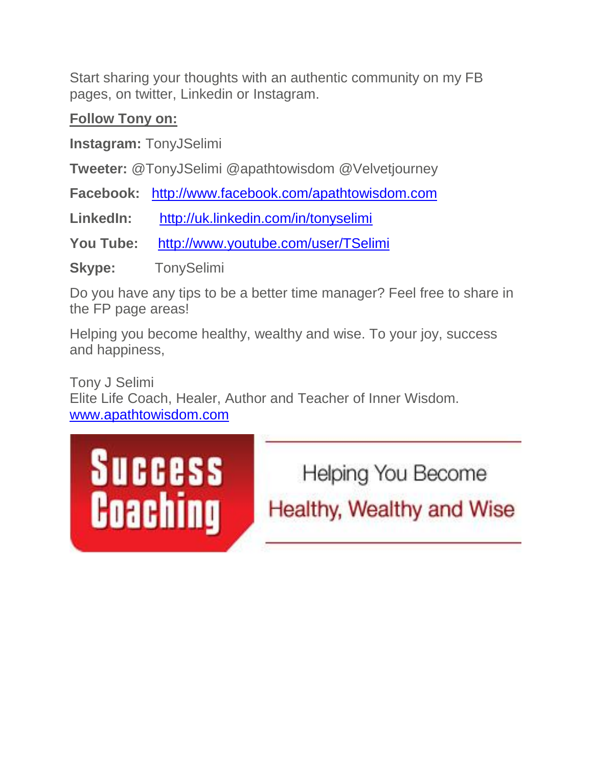Start sharing your thoughts with an authentic community on my FB pages, on twitter, Linkedin or Instagram.

**Follow Tony on:**

**Instagram:** TonyJSelimi

**Tweeter:** @TonyJSelimi @apathtowisdom @Velvetjourney

**Facebook:** http://www.facebook.com/apathtowisdom.com

**LinkedIn:** http://uk.linkedin.com/in/tonyselimi

**You Tube:** http://www.youtube.com/user/TSelimi

**Skype:** TonySelimi

Do you have any tips to be a better time manager? Feel free to share in the FP page areas!

Helping you become healthy, wealthy and wise. To your joy, success and happiness,

Tony J Selimi
Elite Life Coach, Healer, Author and Teacher of Inner Wisdom.
www.apathtowisdom.com

Success Coaching

Helping You Become
Healthy, Wealthy and Wise